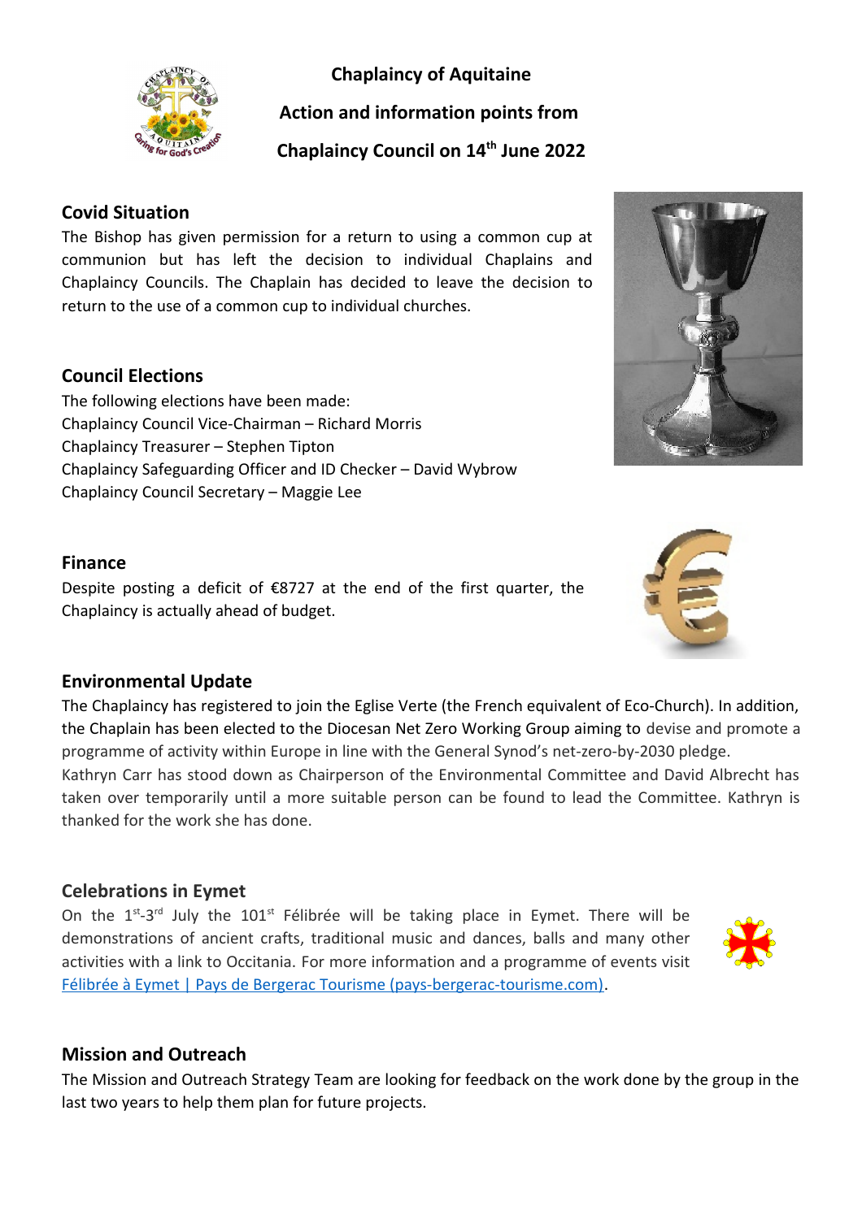# Chaplaincy of Aquitaine

## Action and information points from Chaplaincy Council on 14th June 2022

### Covid Situation

The Bishop has given permission for a return to using a common cup at communion but has left the decision to individual Chaplains and Chaplaincy Councils. The Chaplain has decided to leave the decision to return to the use of a common cup to individual churches.

### Council Elections

The following elections have been made:
Chaplaincy Council Vice-Chairman – Richard Morris
Chaplaincy Treasurer – Stephen Tipton
Chaplaincy Safeguarding Officer and ID Checker – David Wybrow
Chaplaincy Council Secretary – Maggie Lee

### Finance

Despite posting a deficit of €8727 at the end of the first quarter, the Chaplaincy is actually ahead of budget.

### Environmental Update

The Chaplaincy has registered to join the Eglise Verte (the French equivalent of Eco-Church). In addition, the Chaplain has been elected to the Diocesan Net Zero Working Group aiming to devise and promote a programme of activity within Europe in line with the General Synod's net-zero-by-2030 pledge.
Kathryn Carr has stood down as Chairperson of the Environmental Committee and David Albrecht has taken over temporarily until a more suitable person can be found to lead the Committee. Kathryn is thanked for the work she has done.

### Celebrations in Eymet

On the 1st-3rd July the 101st Félibrée will be taking place in Eymet. There will be demonstrations of ancient crafts, traditional music and dances, balls and many other activities with a link to Occitania. For more information and a programme of events visit [Félibrée à Eymet | Pays de Bergerac Tourisme (pays-bergerac-tourisme.com)](pays-bergerac-tourisme.com).

### Mission and Outreach

The Mission and Outreach Strategy Team are looking for feedback on the work done by the group in the last two years to help them plan for future projects.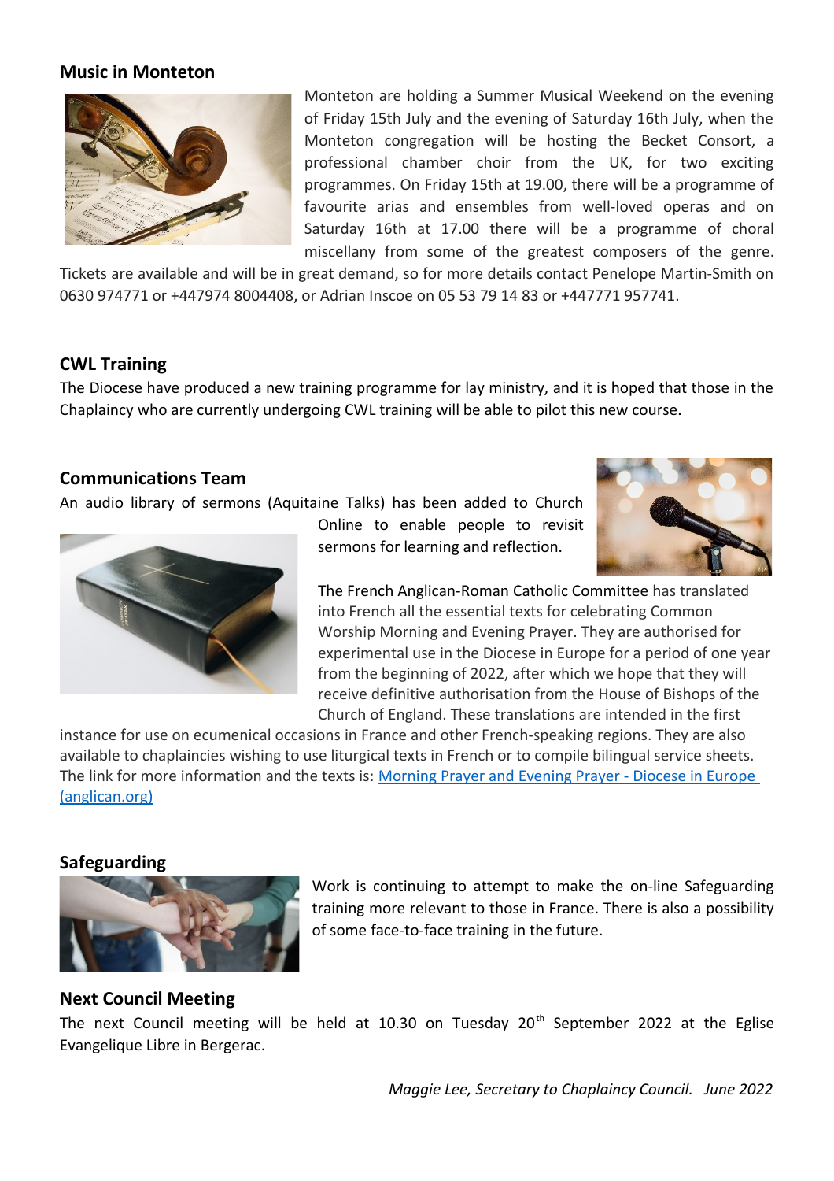## Music in Monteton

Monteton are holding a Summer Musical Weekend on the evening of Friday 15th July and the evening of Saturday 16th July, when the Monteton congregation will be hosting the Becket Consort, a professional chamber choir from the UK, for two exciting programmes. On Friday 15th at 19.00, there will be a programme of favourite arias and ensembles from well-loved operas and on Saturday 16th at 17.00 there will be a programme of choral miscellany from some of the greatest composers of the genre. Tickets are available and will be in great demand, so for more details contact Penelope Martin-Smith on 0630 974771 or +447974 8004408, or Adrian Inscoe on 05 53 79 14 83 or +447771 957741.

## CWL Training

The Diocese have produced a new training programme for lay ministry, and it is hoped that those in the Chaplaincy who are currently undergoing CWL training will be able to pilot this new course.

## Communications Team

An audio library of sermons (Aquitaine Talks) has been added to Church Online to enable people to revisit sermons for learning and reflection.

The French Anglican-Roman Catholic Committee has translated into French all the essential texts for celebrating Common Worship Morning and Evening Prayer. They are authorised for experimental use in the Diocese in Europe for a period of one year from the beginning of 2022, after which we hope that they will receive definitive authorisation from the House of Bishops of the Church of England. These translations are intended in the first instance for use on ecumenical occasions in France and other French-speaking regions. They are also available to chaplaincies wishing to use liturgical texts in French or to compile bilingual service sheets. The link for more information and the texts is: [Morning Prayer and Evening Prayer - Diocese in Europe (anglican.org)]

## Safeguarding

Work is continuing to attempt to make the on-line Safeguarding training more relevant to those in France. There is also a possibility of some face-to-face training in the future.

## Next Council Meeting

The next Council meeting will be held at 10.30 on Tuesday 20th September 2022 at the Eglise Evangelique Libre in Bergerac.

*Maggie Lee, Secretary to Chaplaincy Council. June 2022*